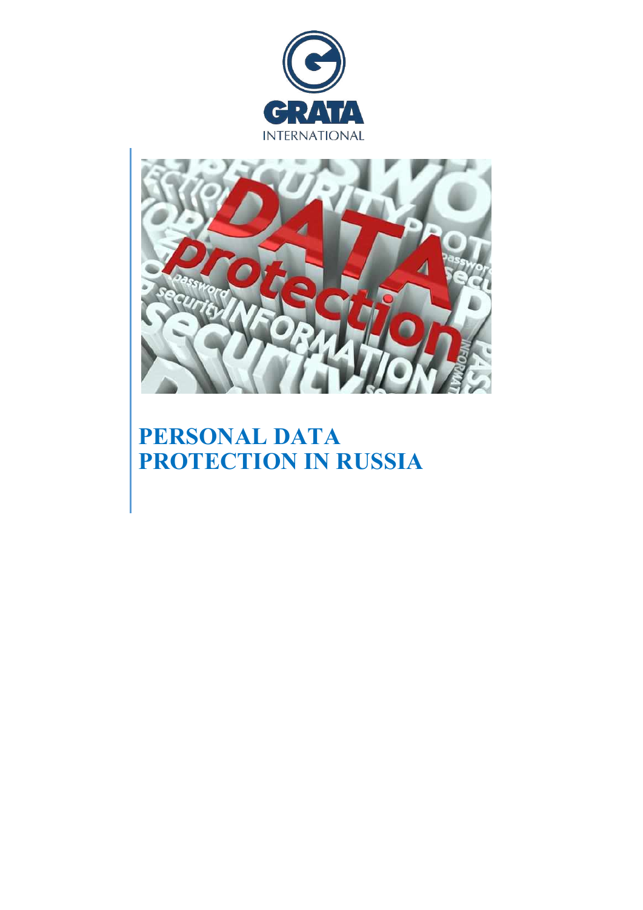# PERSONAL DATA PROTECTION IN RUSSIA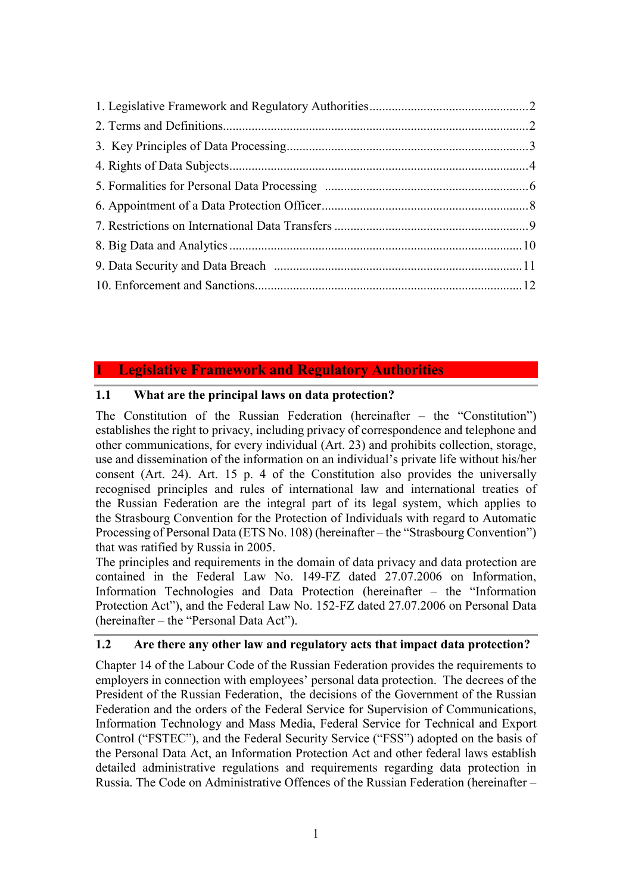1. Legislative Framework and Regulatory Authorities....2
2. Terms and Definitions....2
3. Key Principles of Data Processing....3
4. Rights of Data Subjects....4
5. Formalities for Personal Data Processing....6
6. Appointment of a Data Protection Officer....8
7. Restrictions on International Data Transfers....9
8. Big Data and Analytics....10
9. Data Security and Data Breach....11
10. Enforcement and Sanctions....12

# 1 Legislative Framework and Regulatory Authorities

## 1.1 What are the principal laws on data protection?

The Constitution of the Russian Federation (hereinafter – the "Constitution") establishes the right to privacy, including privacy of correspondence and telephone and other communications, for every individual (Art. 23) and prohibits collection, storage, use and dissemination of the information on an individual's private life without his/her consent (Art. 24). Art. 15 p. 4 of the Constitution also provides the universally recognised principles and rules of international law and international treaties of the Russian Federation are the integral part of its legal system, which applies to the Strasbourg Convention for the Protection of Individuals with regard to Automatic Processing of Personal Data (ETS No. 108) (hereinafter – the "Strasbourg Convention") that was ratified by Russia in 2005.

The principles and requirements in the domain of data privacy and data protection are contained in the Federal Law No. 149-FZ dated 27.07.2006 on Information, Information Technologies and Data Protection (hereinafter – the "Information Protection Act"), and the Federal Law No. 152-FZ dated 27.07.2006 on Personal Data (hereinafter – the "Personal Data Act").

## 1.2 Are there any other law and regulatory acts that impact data protection?

Chapter 14 of the Labour Code of the Russian Federation provides the requirements to employers in connection with employees' personal data protection. The decrees of the President of the Russian Federation, the decisions of the Government of the Russian Federation and the orders of the Federal Service for Supervision of Communications, Information Technology and Mass Media, Federal Service for Technical and Export Control ("FSTEC"), and the Federal Security Service ("FSS") adopted on the basis of the Personal Data Act, an Information Protection Act and other federal laws establish detailed administrative regulations and requirements regarding data protection in Russia. The Code on Administrative Offences of the Russian Federation (hereinafter –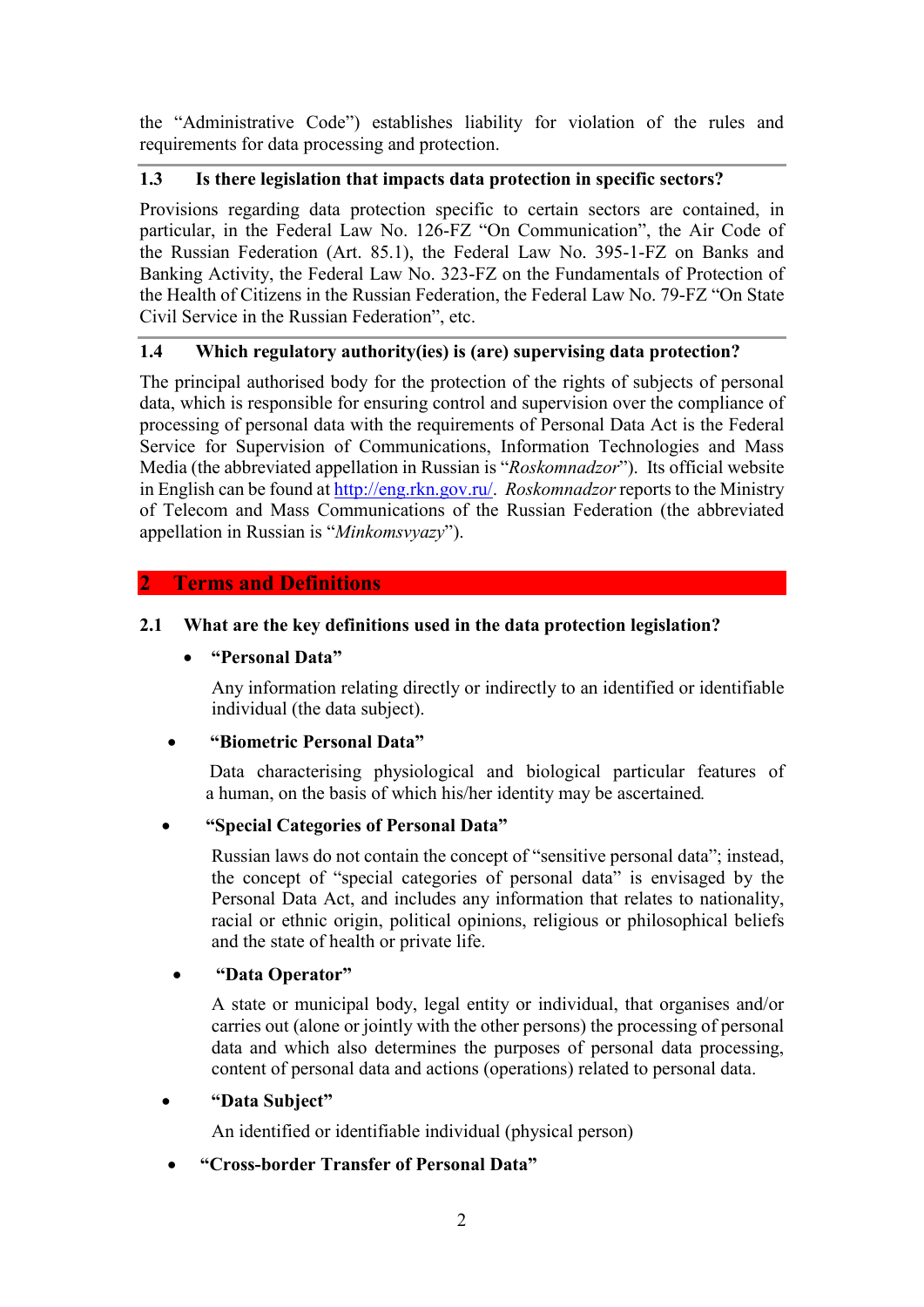the “Administrative Code”) establishes liability for violation of the rules and requirements for data processing and protection.

### 1.3 Is there legislation that impacts data protection in specific sectors?

Provisions regarding data protection specific to certain sectors are contained, in particular, in the Federal Law No. 126-FZ “On Communication”, the Air Code of the Russian Federation (Art. 85.1), the Federal Law No. 395-1-FZ on Banks and Banking Activity, the Federal Law No. 323-FZ on the Fundamentals of Protection of the Health of Citizens in the Russian Federation, the Federal Law No. 79-FZ “On State Civil Service in the Russian Federation”, etc.

### 1.4 Which regulatory authority(ies) is (are) supervising data protection?

The principal authorised body for the protection of the rights of subjects of personal data, which is responsible for ensuring control and supervision over the compliance of processing of personal data with the requirements of Personal Data Act is the Federal Service for Supervision of Communications, Information Technologies and Mass Media (the abbreviated appellation in Russian is “*Roskomnadzor*”). Its official website in English can be found at http://eng.rkn.gov.ru/. *Roskomnadzor* reports to the Ministry of Telecom and Mass Communications of the Russian Federation (the abbreviated appellation in Russian is “*Minkomsvyazy*”).

## 2 Terms and Definitions

### 2.1 What are the key definitions used in the data protection legislation?

- **“Personal Data”**

  Any information relating directly or indirectly to an identified or identifiable individual (the data subject).

- **“Biometric Personal Data”**

  Data characterising physiological and biological particular features of a human, on the basis of which his/her identity may be ascertained.

- **“Special Categories of Personal Data”**

  Russian laws do not contain the concept of “sensitive personal data”; instead, the concept of “special categories of personal data” is envisaged by the Personal Data Act, and includes any information that relates to nationality, racial or ethnic origin, political opinions, religious or philosophical beliefs and the state of health or private life.

- **“Data Operator”**

  A state or municipal body, legal entity or individual, that organises and/or carries out (alone or jointly with the other persons) the processing of personal data and which also determines the purposes of personal data processing, content of personal data and actions (operations) related to personal data.

- **“Data Subject”**

  An identified or identifiable individual (physical person)

- **“Cross-border Transfer of Personal Data”**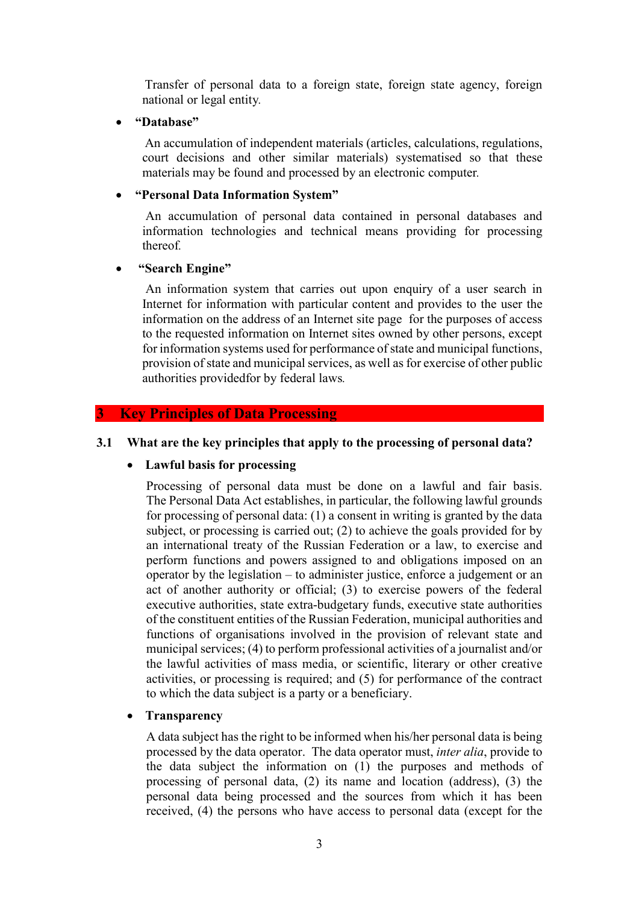Transfer of personal data to a foreign state, foreign state agency, foreign national or legal entity.

- **"Database"**

  An accumulation of independent materials (articles, calculations, regulations, court decisions and other similar materials) systematised so that these materials may be found and processed by an electronic computer.

- **"Personal Data Information System"**

  An accumulation of personal data contained in personal databases and information technologies and technical means providing for processing thereof.

- **"Search Engine"**

  An information system that carries out upon enquiry of a user search in Internet for information with particular content and provides to the user the information on the address of an Internet site page for the purposes of access to the requested information on Internet sites owned by other persons, except for information systems used for performance of state and municipal functions, provision of state and municipal services, as well as for exercise of other public authorities providedfor by federal laws.

## 3 Key Principles of Data Processing

### 3.1 What are the key principles that apply to the processing of personal data?

- **Lawful basis for processing**

  Processing of personal data must be done on a lawful and fair basis. The Personal Data Act establishes, in particular, the following lawful grounds for processing of personal data: (1) a consent in writing is granted by the data subject, or processing is carried out; (2) to achieve the goals provided for by an international treaty of the Russian Federation or a law, to exercise and perform functions and powers assigned to and obligations imposed on an operator by the legislation – to administer justice, enforce a judgement or an act of another authority or official; (3) to exercise powers of the federal executive authorities, state extra-budgetary funds, executive state authorities of the constituent entities of the Russian Federation, municipal authorities and functions of organisations involved in the provision of relevant state and municipal services; (4) to perform professional activities of a journalist and/or the lawful activities of mass media, or scientific, literary or other creative activities, or processing is required; and (5) for performance of the contract to which the data subject is a party or a beneficiary.

- **Transparency**

  A data subject has the right to be informed when his/her personal data is being processed by the data operator. The data operator must, *inter alia*, provide to the data subject the information on (1) the purposes and methods of processing of personal data, (2) its name and location (address), (3) the personal data being processed and the sources from which it has been received, (4) the persons who have access to personal data (except for the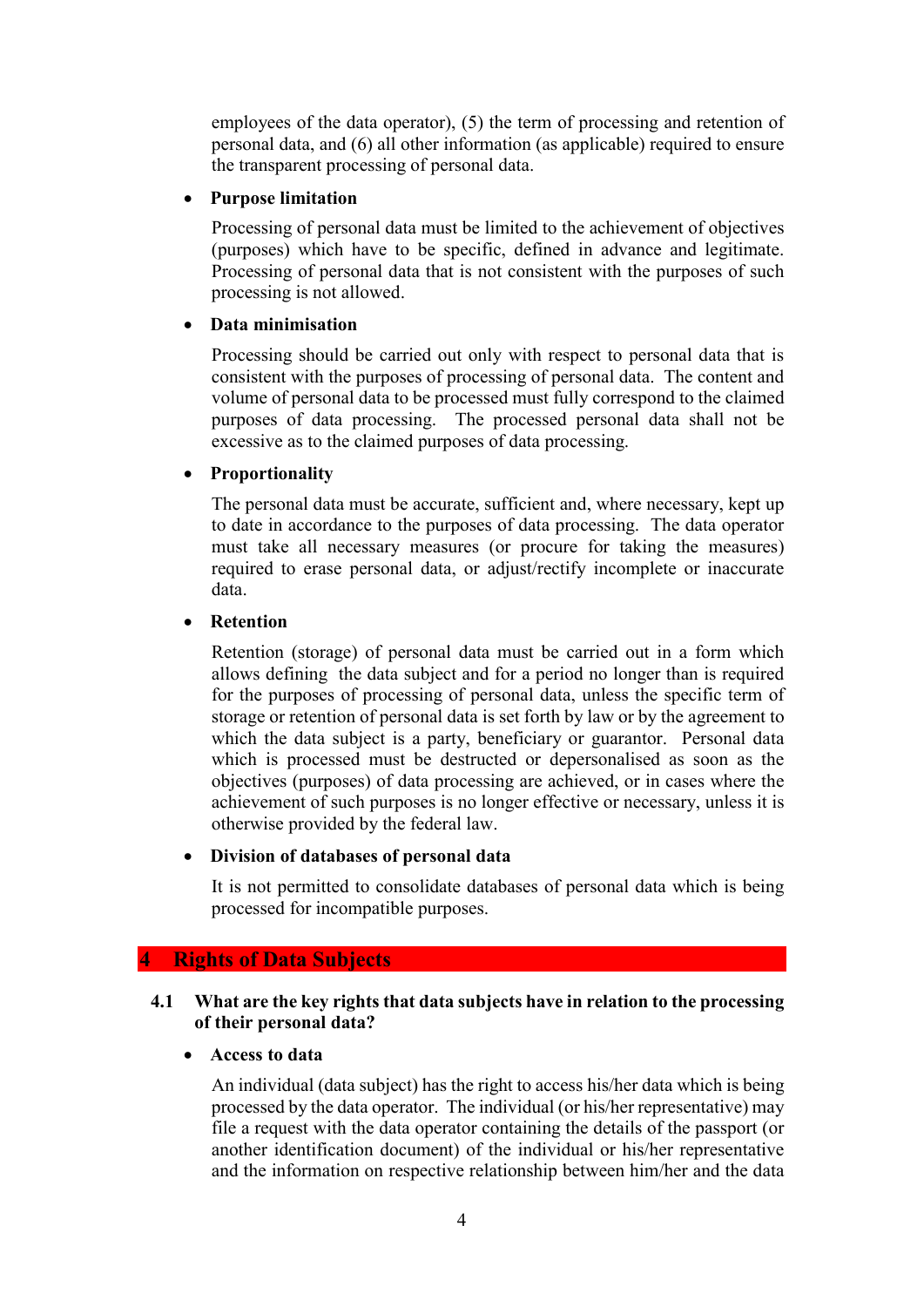employees of the data operator), (5) the term of processing and retention of personal data, and (6) all other information (as applicable) required to ensure the transparent processing of personal data.

- **Purpose limitation**

  Processing of personal data must be limited to the achievement of objectives (purposes) which have to be specific, defined in advance and legitimate. Processing of personal data that is not consistent with the purposes of such processing is not allowed.

- **Data minimisation**

  Processing should be carried out only with respect to personal data that is consistent with the purposes of processing of personal data. The content and volume of personal data to be processed must fully correspond to the claimed purposes of data processing. The processed personal data shall not be excessive as to the claimed purposes of data processing.

- **Proportionality**

  The personal data must be accurate, sufficient and, where necessary, kept up to date in accordance to the purposes of data processing. The data operator must take all necessary measures (or procure for taking the measures) required to erase personal data, or adjust/rectify incomplete or inaccurate data.

- **Retention**

  Retention (storage) of personal data must be carried out in a form which allows defining the data subject and for a period no longer than is required for the purposes of processing of personal data, unless the specific term of storage or retention of personal data is set forth by law or by the agreement to which the data subject is a party, beneficiary or guarantor. Personal data which is processed must be destructed or depersonalised as soon as the objectives (purposes) of data processing are achieved, or in cases where the achievement of such purposes is no longer effective or necessary, unless it is otherwise provided by the federal law.

- **Division of databases of personal data**

  It is not permitted to consolidate databases of personal data which is being processed for incompatible purposes.

## 4 Rights of Data Subjects

### 4.1 What are the key rights that data subjects have in relation to the processing of their personal data?

- **Access to data**

  An individual (data subject) has the right to access his/her data which is being processed by the data operator. The individual (or his/her representative) may file a request with the data operator containing the details of the passport (or another identification document) of the individual or his/her representative and the information on respective relationship between him/her and the data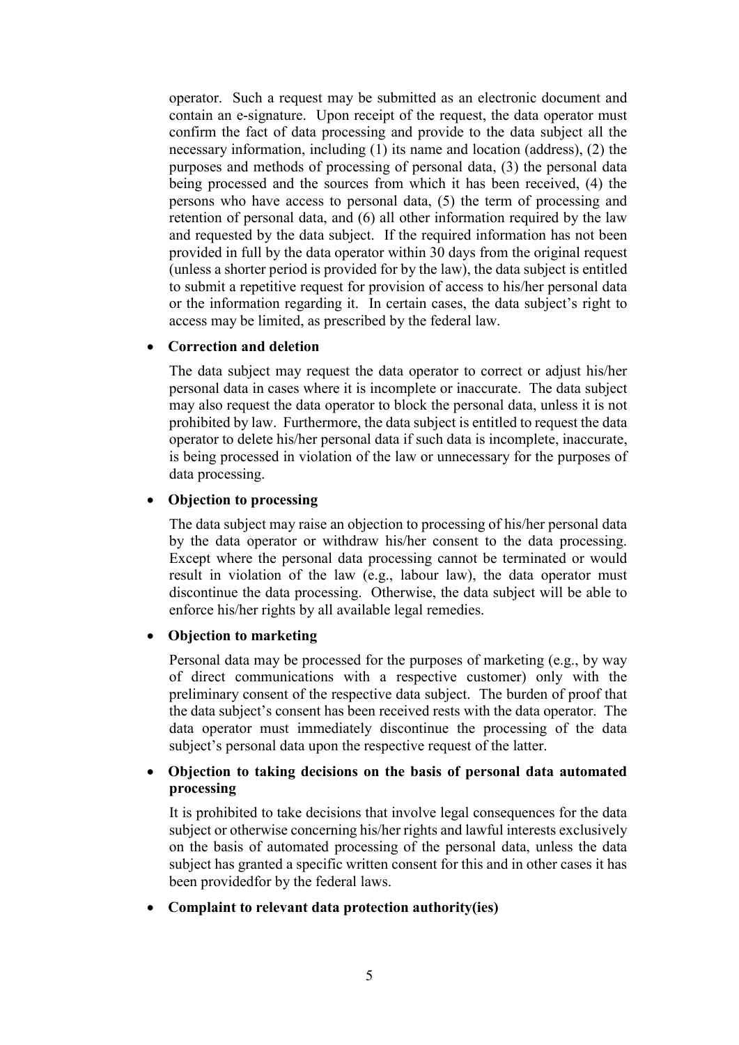operator. Such a request may be submitted as an electronic document and contain an e-signature. Upon receipt of the request, the data operator must confirm the fact of data processing and provide to the data subject all the necessary information, including (1) its name and location (address), (2) the purposes and methods of processing of personal data, (3) the personal data being processed and the sources from which it has been received, (4) the persons who have access to personal data, (5) the term of processing and retention of personal data, and (6) all other information required by the law and requested by the data subject. If the required information has not been provided in full by the data operator within 30 days from the original request (unless a shorter period is provided for by the law), the data subject is entitled to submit a repetitive request for provision of access to his/her personal data or the information regarding it. In certain cases, the data subject's right to access may be limited, as prescribed by the federal law.

- **Correction and deletion**

  The data subject may request the data operator to correct or adjust his/her personal data in cases where it is incomplete or inaccurate. The data subject may also request the data operator to block the personal data, unless it is not prohibited by law. Furthermore, the data subject is entitled to request the data operator to delete his/her personal data if such data is incomplete, inaccurate, is being processed in violation of the law or unnecessary for the purposes of data processing.

- **Objection to processing**

  The data subject may raise an objection to processing of his/her personal data by the data operator or withdraw his/her consent to the data processing. Except where the personal data processing cannot be terminated or would result in violation of the law (e.g., labour law), the data operator must discontinue the data processing. Otherwise, the data subject will be able to enforce his/her rights by all available legal remedies.

- **Objection to marketing**

  Personal data may be processed for the purposes of marketing (e.g., by way of direct communications with a respective customer) only with the preliminary consent of the respective data subject. The burden of proof that the data subject's consent has been received rests with the data operator. The data operator must immediately discontinue the processing of the data subject's personal data upon the respective request of the latter.

- **Objection to taking decisions on the basis of personal data automated processing**

  It is prohibited to take decisions that involve legal consequences for the data subject or otherwise concerning his/her rights and lawful interests exclusively on the basis of automated processing of the personal data, unless the data subject has granted a specific written consent for this and in other cases it has been providedfor by the federal laws.

- **Complaint to relevant data protection authority(ies)**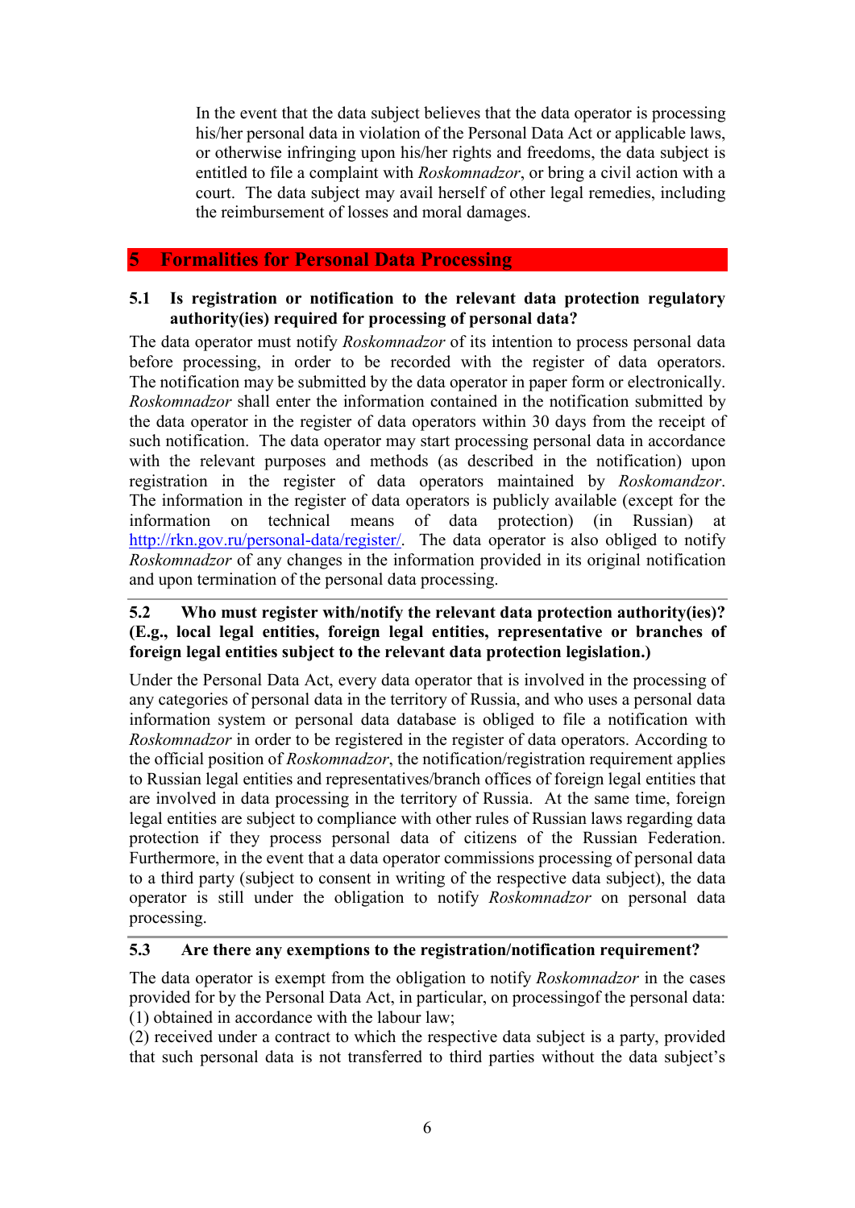In the event that the data subject believes that the data operator is processing his/her personal data in violation of the Personal Data Act or applicable laws, or otherwise infringing upon his/her rights and freedoms, the data subject is entitled to file a complaint with *Roskomnadzor*, or bring a civil action with a court. The data subject may avail herself of other legal remedies, including the reimbursement of losses and moral damages.

## 5 Formalities for Personal Data Processing

### 5.1 Is registration or notification to the relevant data protection regulatory authority(ies) required for processing of personal data?

The data operator must notify *Roskomnadzor* of its intention to process personal data before processing, in order to be recorded with the register of data operators. The notification may be submitted by the data operator in paper form or electronically. *Roskomnadzor* shall enter the information contained in the notification submitted by the data operator in the register of data operators within 30 days from the receipt of such notification. The data operator may start processing personal data in accordance with the relevant purposes and methods (as described in the notification) upon registration in the register of data operators maintained by *Roskomandzor*. The information in the register of data operators is publicly available (except for the information on technical means of data protection) (in Russian) at http://rkn.gov.ru/personal-data/register/. The data operator is also obliged to notify *Roskomnadzor* of any changes in the information provided in its original notification and upon termination of the personal data processing.

### 5.2 Who must register with/notify the relevant data protection authority(ies)? (E.g., local legal entities, foreign legal entities, representative or branches of foreign legal entities subject to the relevant data protection legislation.)

Under the Personal Data Act, every data operator that is involved in the processing of any categories of personal data in the territory of Russia, and who uses a personal data information system or personal data database is obliged to file a notification with *Roskomnadzor* in order to be registered in the register of data operators. According to the official position of *Roskomnadzor*, the notification/registration requirement applies to Russian legal entities and representatives/branch offices of foreign legal entities that are involved in data processing in the territory of Russia. At the same time, foreign legal entities are subject to compliance with other rules of Russian laws regarding data protection if they process personal data of citizens of the Russian Federation. Furthermore, in the event that a data operator commissions processing of personal data to a third party (subject to consent in writing of the respective data subject), the data operator is still under the obligation to notify *Roskomnadzor* on personal data processing.

### 5.3 Are there any exemptions to the registration/notification requirement?

The data operator is exempt from the obligation to notify *Roskomnadzor* in the cases provided for by the Personal Data Act, in particular, on processingof the personal data:
(1) obtained in accordance with the labour law;
(2) received under a contract to which the respective data subject is a party, provided that such personal data is not transferred to third parties without the data subject's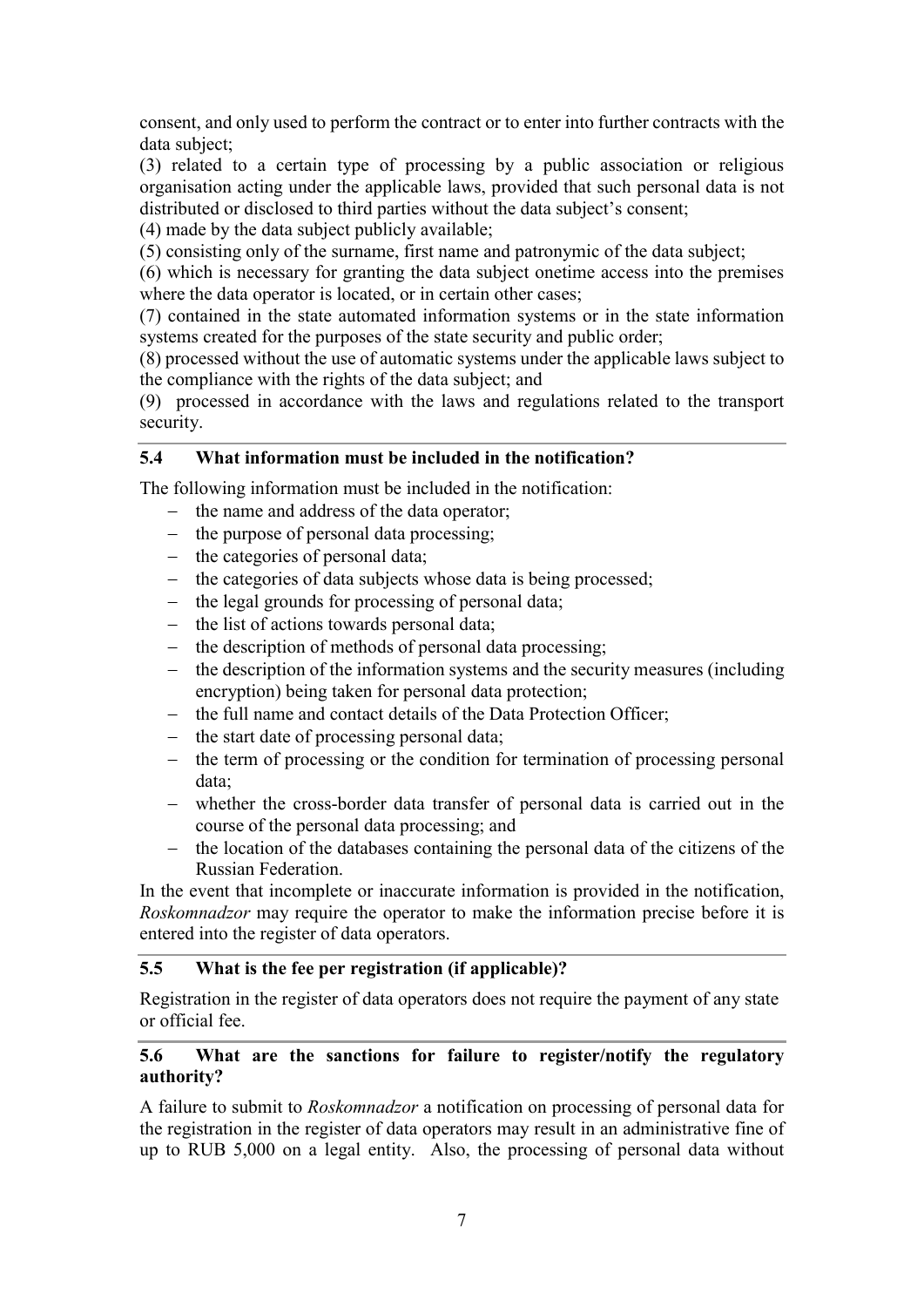consent, and only used to perform the contract or to enter into further contracts with the data subject;

(3) related to a certain type of processing by a public association or religious organisation acting under the applicable laws, provided that such personal data is not distributed or disclosed to third parties without the data subject's consent;

(4) made by the data subject publicly available;

(5) consisting only of the surname, first name and patronymic of the data subject;

(6) which is necessary for granting the data subject onetime access into the premises where the data operator is located, or in certain other cases;

(7) contained in the state automated information systems or in the state information systems created for the purposes of the state security and public order;

(8) processed without the use of automatic systems under the applicable laws subject to the compliance with the rights of the data subject; and

(9) processed in accordance with the laws and regulations related to the transport security.

### 5.4 What information must be included in the notification?

The following information must be included in the notification:

- the name and address of the data operator;
- the purpose of personal data processing;
- the categories of personal data;
- the categories of data subjects whose data is being processed;
- the legal grounds for processing of personal data;
- the list of actions towards personal data;
- the description of methods of personal data processing;
- the description of the information systems and the security measures (including encryption) being taken for personal data protection;
- the full name and contact details of the Data Protection Officer;
- the start date of processing personal data;
- the term of processing or the condition for termination of processing personal data;
- whether the cross-border data transfer of personal data is carried out in the course of the personal data processing; and
- the location of the databases containing the personal data of the citizens of the Russian Federation.

In the event that incomplete or inaccurate information is provided in the notification, *Roskomnadzor* may require the operator to make the information precise before it is entered into the register of data operators.

### 5.5 What is the fee per registration (if applicable)?

Registration in the register of data operators does not require the payment of any state or official fee.

### 5.6 What are the sanctions for failure to register/notify the regulatory authority?

A failure to submit to *Roskomnadzor* a notification on processing of personal data for the registration in the register of data operators may result in an administrative fine of up to RUB 5,000 on a legal entity. Also, the processing of personal data without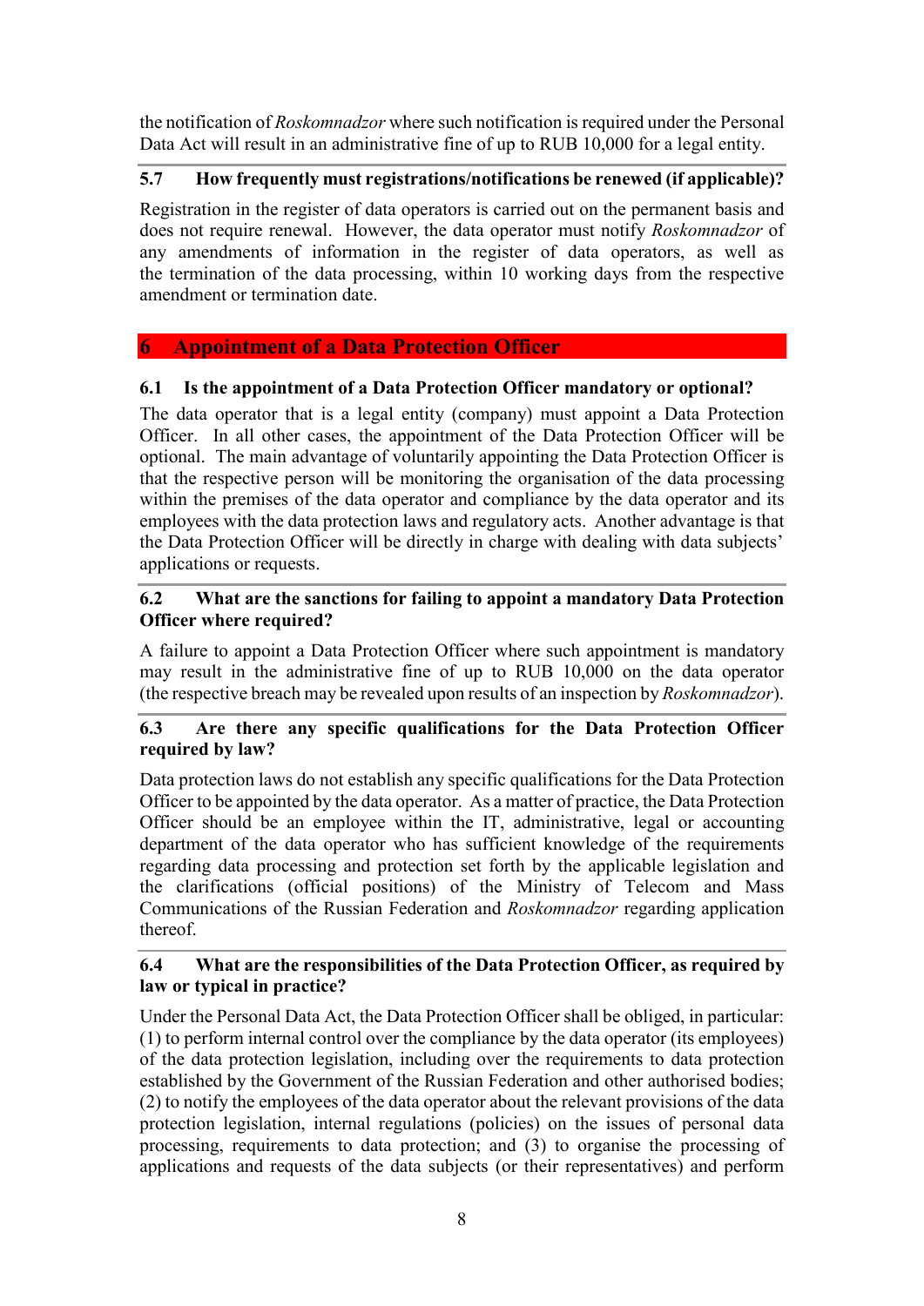the notification of *Roskomnadzor* where such notification is required under the Personal Data Act will result in an administrative fine of up to RUB 10,000 for a legal entity.

### 5.7 How frequently must registrations/notifications be renewed (if applicable)?

Registration in the register of data operators is carried out on the permanent basis and does not require renewal. However, the data operator must notify *Roskomnadzor* of any amendments of information in the register of data operators, as well as the termination of the data processing, within 10 working days from the respective amendment or termination date.

## 6 Appointment of a Data Protection Officer

### 6.1 Is the appointment of a Data Protection Officer mandatory or optional?

The data operator that is a legal entity (company) must appoint a Data Protection Officer. In all other cases, the appointment of the Data Protection Officer will be optional. The main advantage of voluntarily appointing the Data Protection Officer is that the respective person will be monitoring the organisation of the data processing within the premises of the data operator and compliance by the data operator and its employees with the data protection laws and regulatory acts. Another advantage is that the Data Protection Officer will be directly in charge with dealing with data subjects' applications or requests.

### 6.2 What are the sanctions for failing to appoint a mandatory Data Protection Officer where required?

A failure to appoint a Data Protection Officer where such appointment is mandatory may result in the administrative fine of up to RUB 10,000 on the data operator (the respective breach may be revealed upon results of an inspection by *Roskomnadzor*).

### 6.3 Are there any specific qualifications for the Data Protection Officer required by law?

Data protection laws do not establish any specific qualifications for the Data Protection Officer to be appointed by the data operator. As a matter of practice, the Data Protection Officer should be an employee within the IT, administrative, legal or accounting department of the data operator who has sufficient knowledge of the requirements regarding data processing and protection set forth by the applicable legislation and the clarifications (official positions) of the Ministry of Telecom and Mass Communications of the Russian Federation and *Roskomnadzor* regarding application thereof.

### 6.4 What are the responsibilities of the Data Protection Officer, as required by law or typical in practice?

Under the Personal Data Act, the Data Protection Officer shall be obliged, in particular: (1) to perform internal control over the compliance by the data operator (its employees) of the data protection legislation, including over the requirements to data protection established by the Government of the Russian Federation and other authorised bodies; (2) to notify the employees of the data operator about the relevant provisions of the data protection legislation, internal regulations (policies) on the issues of personal data processing, requirements to data protection; and (3) to organise the processing of applications and requests of the data subjects (or their representatives) and perform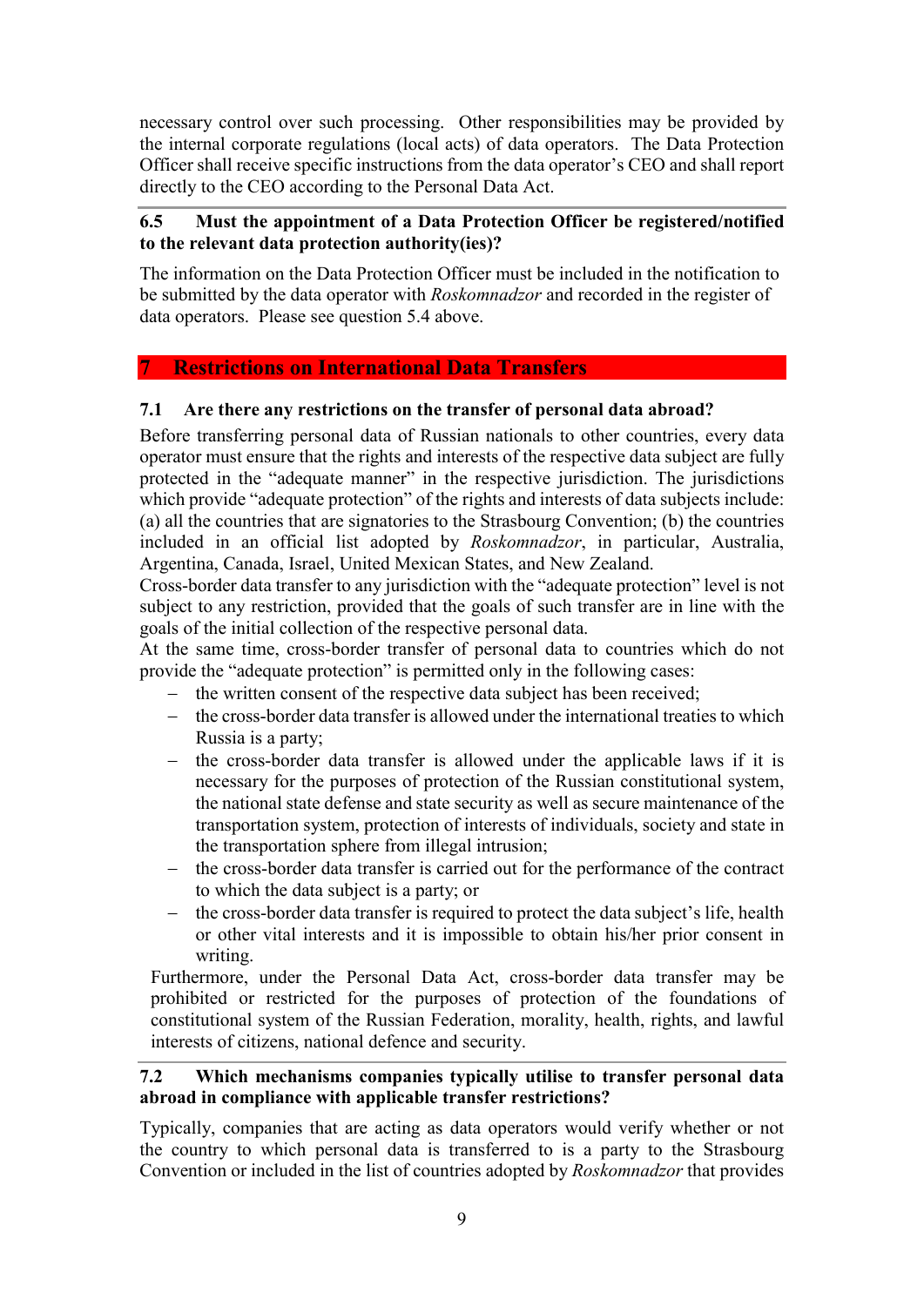necessary control over such processing. Other responsibilities may be provided by the internal corporate regulations (local acts) of data operators. The Data Protection Officer shall receive specific instructions from the data operator's CEO and shall report directly to the CEO according to the Personal Data Act.

### 6.5 Must the appointment of a Data Protection Officer be registered/notified to the relevant data protection authority(ies)?

The information on the Data Protection Officer must be included in the notification to be submitted by the data operator with *Roskomnadzor* and recorded in the register of data operators. Please see question 5.4 above.

## 7 Restrictions on International Data Transfers

### 7.1 Are there any restrictions on the transfer of personal data abroad?

Before transferring personal data of Russian nationals to other countries, every data operator must ensure that the rights and interests of the respective data subject are fully protected in the "adequate manner" in the respective jurisdiction. The jurisdictions which provide "adequate protection" of the rights and interests of data subjects include: (a) all the countries that are signatories to the Strasbourg Convention; (b) the countries included in an official list adopted by *Roskomnadzor*, in particular, Australia, Argentina, Canada, Israel, United Mexican States, and New Zealand.

Cross-border data transfer to any jurisdiction with the "adequate protection" level is not subject to any restriction, provided that the goals of such transfer are in line with the goals of the initial collection of the respective personal data.

At the same time, cross-border transfer of personal data to countries which do not provide the "adequate protection" is permitted only in the following cases:

- the written consent of the respective data subject has been received;
- the cross-border data transfer is allowed under the international treaties to which Russia is a party;
- the cross-border data transfer is allowed under the applicable laws if it is necessary for the purposes of protection of the Russian constitutional system, the national state defense and state security as well as secure maintenance of the transportation system, protection of interests of individuals, society and state in the transportation sphere from illegal intrusion;
- the cross-border data transfer is carried out for the performance of the contract to which the data subject is a party; or
- the cross-border data transfer is required to protect the data subject's life, health or other vital interests and it is impossible to obtain his/her prior consent in writing.

Furthermore, under the Personal Data Act, cross-border data transfer may be prohibited or restricted for the purposes of protection of the foundations of constitutional system of the Russian Federation, morality, health, rights, and lawful interests of citizens, national defence and security.

### 7.2 Which mechanisms companies typically utilise to transfer personal data abroad in compliance with applicable transfer restrictions?

Typically, companies that are acting as data operators would verify whether or not the country to which personal data is transferred to is a party to the Strasbourg Convention or included in the list of countries adopted by *Roskomnadzor* that provides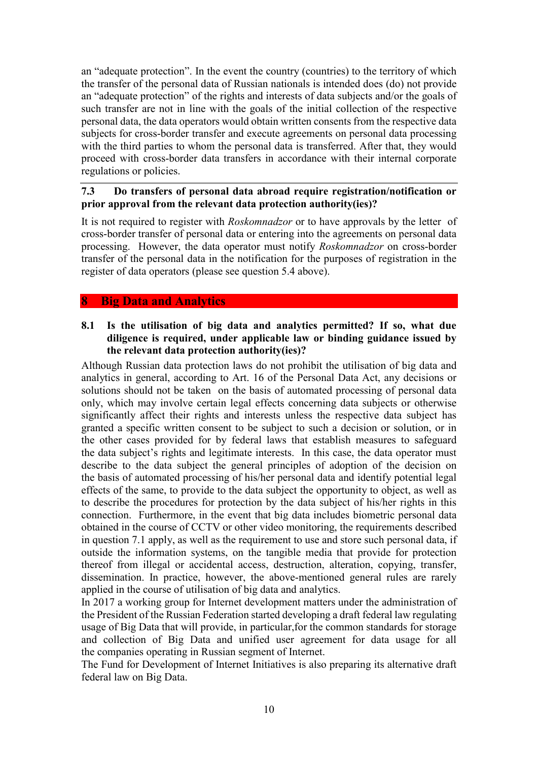an "adequate protection". In the event the country (countries) to the territory of which the transfer of the personal data of Russian nationals is intended does (do) not provide an "adequate protection" of the rights and interests of data subjects and/or the goals of such transfer are not in line with the goals of the initial collection of the respective personal data, the data operators would obtain written consents from the respective data subjects for cross-border transfer and execute agreements on personal data processing with the third parties to whom the personal data is transferred. After that, they would proceed with cross-border data transfers in accordance with their internal corporate regulations or policies.

### 7.3 Do transfers of personal data abroad require registration/notification or prior approval from the relevant data protection authority(ies)?

It is not required to register with *Roskomnadzor* or to have approvals by the letter of cross-border transfer of personal data or entering into the agreements on personal data processing. However, the data operator must notify *Roskomnadzor* on cross-border transfer of the personal data in the notification for the purposes of registration in the register of data operators (please see question 5.4 above).

## 8 Big Data and Analytics

### 8.1 Is the utilisation of big data and analytics permitted? If so, what due diligence is required, under applicable law or binding guidance issued by the relevant data protection authority(ies)?

Although Russian data protection laws do not prohibit the utilisation of big data and analytics in general, according to Art. 16 of the Personal Data Act, any decisions or solutions should not be taken on the basis of automated processing of personal data only, which may involve certain legal effects concerning data subjects or otherwise significantly affect their rights and interests unless the respective data subject has granted a specific written consent to be subject to such a decision or solution, or in the other cases provided for by federal laws that establish measures to safeguard the data subject's rights and legitimate interests. In this case, the data operator must describe to the data subject the general principles of adoption of the decision on the basis of automated processing of his/her personal data and identify potential legal effects of the same, to provide to the data subject the opportunity to object, as well as to describe the procedures for protection by the data subject of his/her rights in this connection. Furthermore, in the event that big data includes biometric personal data obtained in the course of CCTV or other video monitoring, the requirements described in question 7.1 apply, as well as the requirement to use and store such personal data, if outside the information systems, on the tangible media that provide for protection thereof from illegal or accidental access, destruction, alteration, copying, transfer, dissemination. In practice, however, the above-mentioned general rules are rarely applied in the course of utilisation of big data and analytics.

In 2017 a working group for Internet development matters under the administration of the President of the Russian Federation started developing a draft federal law regulating usage of Big Data that will provide, in particular,for the common standards for storage and collection of Big Data and unified user agreement for data usage for all the companies operating in Russian segment of Internet.

The Fund for Development of Internet Initiatives is also preparing its alternative draft federal law on Big Data.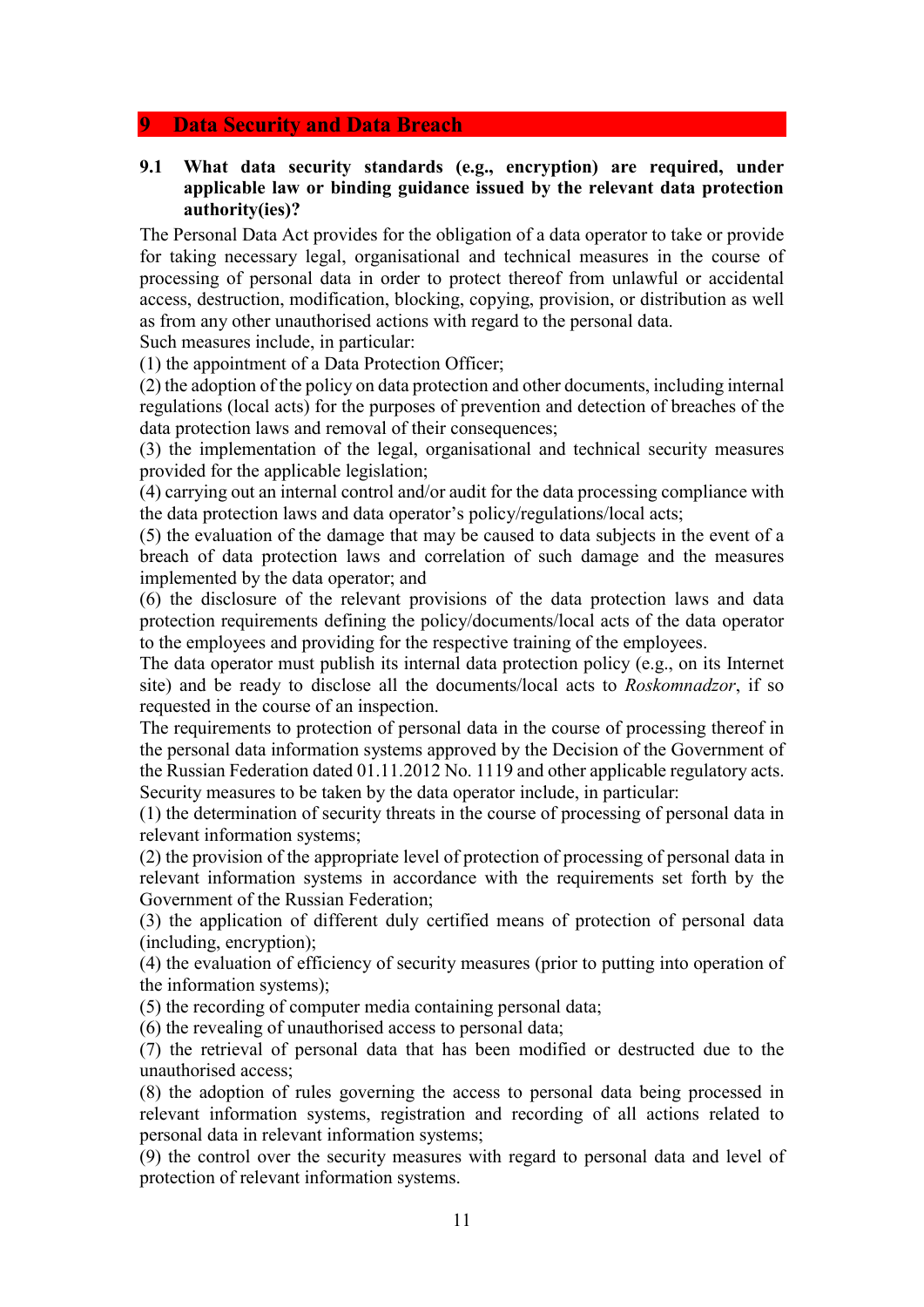## 9 Data Security and Data Breach

**9.1 What data security standards (e.g., encryption) are required, under applicable law or binding guidance issued by the relevant data protection authority(ies)?**

The Personal Data Act provides for the obligation of a data operator to take or provide for taking necessary legal, organisational and technical measures in the course of processing of personal data in order to protect thereof from unlawful or accidental access, destruction, modification, blocking, copying, provision, or distribution as well as from any other unauthorised actions with regard to the personal data.

Such measures include, in particular:

(1) the appointment of a Data Protection Officer;

(2) the adoption of the policy on data protection and other documents, including internal regulations (local acts) for the purposes of prevention and detection of breaches of the data protection laws and removal of their consequences;

(3) the implementation of the legal, organisational and technical security measures provided for the applicable legislation;

(4) carrying out an internal control and/or audit for the data processing compliance with the data protection laws and data operator's policy/regulations/local acts;

(5) the evaluation of the damage that may be caused to data subjects in the event of a breach of data protection laws and correlation of such damage and the measures implemented by the data operator; and

(6) the disclosure of the relevant provisions of the data protection laws and data protection requirements defining the policy/documents/local acts of the data operator to the employees and providing for the respective training of the employees.

The data operator must publish its internal data protection policy (e.g., on its Internet site) and be ready to disclose all the documents/local acts to *Roskomnadzor*, if so requested in the course of an inspection.

The requirements to protection of personal data in the course of processing thereof in the personal data information systems approved by the Decision of the Government of the Russian Federation dated 01.11.2012 No. 1119 and other applicable regulatory acts.

Security measures to be taken by the data operator include, in particular:

(1) the determination of security threats in the course of processing of personal data in relevant information systems;

(2) the provision of the appropriate level of protection of processing of personal data in relevant information systems in accordance with the requirements set forth by the Government of the Russian Federation;

(3) the application of different duly certified means of protection of personal data (including, encryption);

(4) the evaluation of efficiency of security measures (prior to putting into operation of the information systems);

(5) the recording of computer media containing personal data;

(6) the revealing of unauthorised access to personal data;

(7) the retrieval of personal data that has been modified or destructed due to the unauthorised access;

(8) the adoption of rules governing the access to personal data being processed in relevant information systems, registration and recording of all actions related to personal data in relevant information systems;

(9) the control over the security measures with regard to personal data and level of protection of relevant information systems.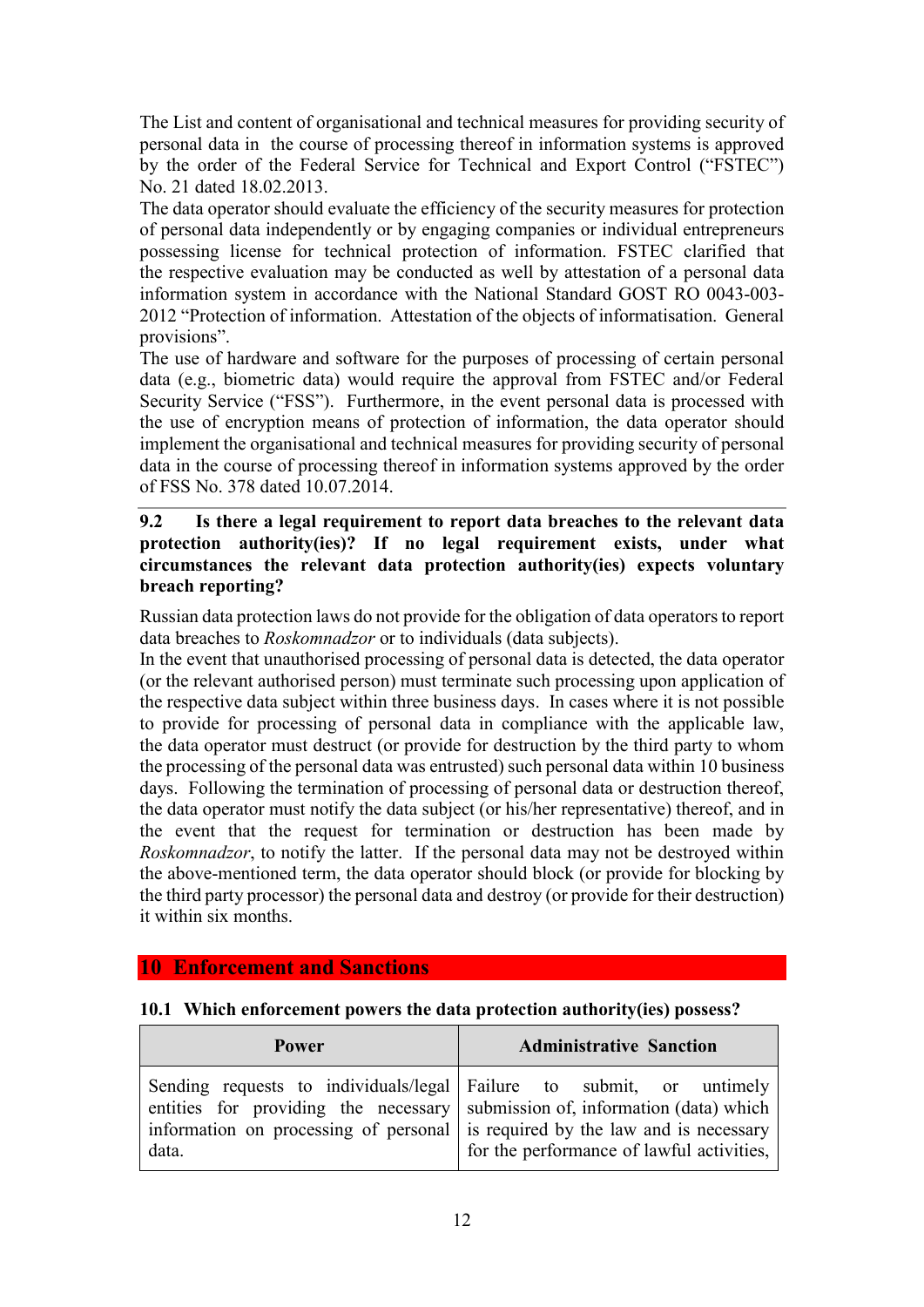The List and content of organisational and technical measures for providing security of personal data in the course of processing thereof in information systems is approved by the order of the Federal Service for Technical and Export Control ("FSTEC") No. 21 dated 18.02.2013.

The data operator should evaluate the efficiency of the security measures for protection of personal data independently or by engaging companies or individual entrepreneurs possessing license for technical protection of information. FSTEC clarified that the respective evaluation may be conducted as well by attestation of a personal data information system in accordance with the National Standard GOST RO 0043-003-2012 "Protection of information. Attestation of the objects of informatisation. General provisions".

The use of hardware and software for the purposes of processing of certain personal data (e.g., biometric data) would require the approval from FSTEC and/or Federal Security Service ("FSS"). Furthermore, in the event personal data is processed with the use of encryption means of protection of information, the data operator should implement the organisational and technical measures for providing security of personal data in the course of processing thereof in information systems approved by the order of FSS No. 378 dated 10.07.2014.

### 9.2 Is there a legal requirement to report data breaches to the relevant data protection authority(ies)? If no legal requirement exists, under what circumstances the relevant data protection authority(ies) expects voluntary breach reporting?

Russian data protection laws do not provide for the obligation of data operators to report data breaches to *Roskomnadzor* or to individuals (data subjects).

In the event that unauthorised processing of personal data is detected, the data operator (or the relevant authorised person) must terminate such processing upon application of the respective data subject within three business days. In cases where it is not possible to provide for processing of personal data in compliance with the applicable law, the data operator must destruct (or provide for destruction by the third party to whom the processing of the personal data was entrusted) such personal data within 10 business days. Following the termination of processing of personal data or destruction thereof, the data operator must notify the data subject (or his/her representative) thereof, and in the event that the request for termination or destruction has been made by *Roskomnadzor*, to notify the latter. If the personal data may not be destroyed within the above-mentioned term, the data operator should block (or provide for blocking by the third party processor) the personal data and destroy (or provide for their destruction) it within six months.

## 10 Enforcement and Sanctions

### 10.1 Which enforcement powers the data protection authority(ies) possess?

| Power | Administrative Sanction |
|---|---|
| Sending requests to individuals/legal entities for providing the necessary information on processing of personal data. | Failure to submit, or untimely submission of, information (data) which is required by the law and is necessary for the performance of lawful activities, |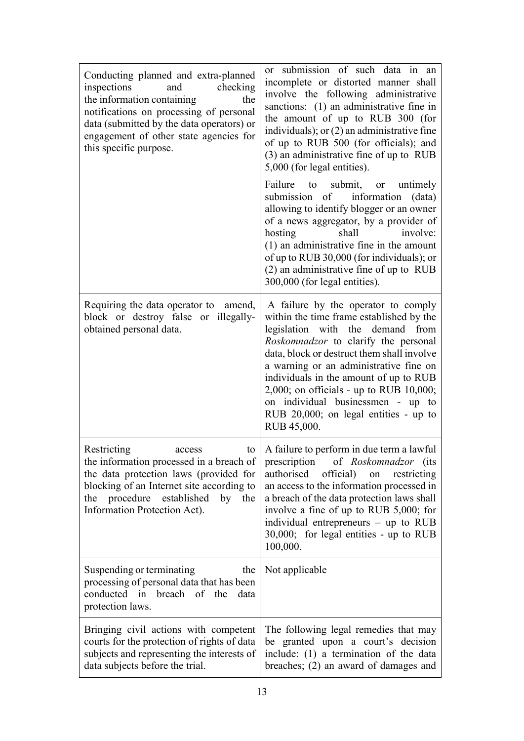| | |
|---|---|
| Conducting planned and extra-planned inspections and checking the information containing the notifications on processing of personal data (submitted by the data operators) or engagement of other state agencies for this specific purpose. | or submission of such data in an incomplete or distorted manner shall involve the following administrative sanctions: (1) an administrative fine in the amount of up to RUB 300 (for individuals); or (2) an administrative fine of up to RUB 500 (for officials); and (3) an administrative fine of up to RUB 5,000 (for legal entities).<br><br>Failure to submit, or untimely submission of information (data) allowing to identify blogger or an owner of a news aggregator, by a provider of hosting shall involve: (1) an administrative fine in the amount of up to RUB 30,000 (for individuals); or (2) an administrative fine of up to RUB 300,000 (for legal entities). |
| Requiring the data operator to amend, block or destroy false or illegally-obtained personal data. | A failure by the operator to comply within the time frame established by the legislation with the demand from *Roskomnadzor* to clarify the personal data, block or destruct them shall involve a warning or an administrative fine on individuals in the amount of up to RUB 2,000; on officials - up to RUB 10,000; on individual businessmen - up to RUB 20,000; on legal entities - up to RUB 45,000. |
| Restricting access to the information processed in a breach of the data protection laws (provided for blocking of an Internet site according to the procedure established by the Information Protection Act). | A failure to perform in due term a lawful prescription of *Roskomnadzor* (its authorised official) on restricting an access to the information processed in a breach of the data protection laws shall involve a fine of up to RUB 5,000; for individual entrepreneurs – up to RUB 30,000; for legal entities - up to RUB 100,000. |
| Suspending or terminating the processing of personal data that has been conducted in breach of the data protection laws. | Not applicable |
| Bringing civil actions with competent courts for the protection of rights of data subjects and representing the interests of data subjects before the trial. | The following legal remedies that may be granted upon a court's decision include: (1) a termination of the data breaches; (2) an award of damages and |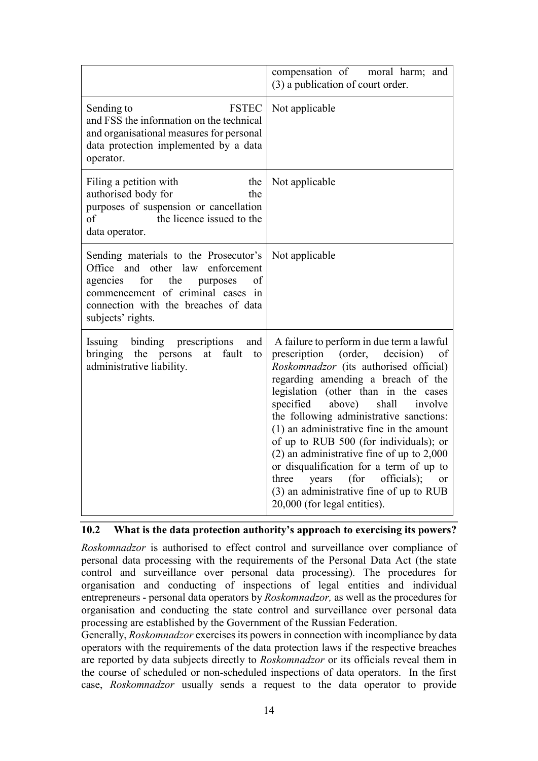| | |
|---|---|
| | compensation of moral harm; and (3) a publication of court order. |
| Sending to FSTEC and FSS the information on the technical and organisational measures for personal data protection implemented by a data operator. | Not applicable |
| Filing a petition with the authorised body for the purposes of suspension or cancellation of the licence issued to the data operator. | Not applicable |
| Sending materials to the Prosecutor's Office and other law enforcement agencies for the purposes of commencement of criminal cases in connection with the breaches of data subjects' rights. | Not applicable |
| Issuing binding prescriptions and bringing the persons at fault to administrative liability. | A failure to perform in due term a lawful prescription (order, decision) of *Roskomnadzor* (its authorised official) regarding amending a breach of the legislation (other than in the cases specified above) shall involve the following administrative sanctions: (1) an administrative fine in the amount of up to RUB 500 (for individuals); or (2) an administrative fine of up to 2,000 or disqualification for a term of up to three years (for officials); or (3) an administrative fine of up to RUB 20,000 (for legal entities). |

### 10.2 What is the data protection authority's approach to exercising its powers?

*Roskomnadzor* is authorised to effect control and surveillance over compliance of personal data processing with the requirements of the Personal Data Act (the state control and surveillance over personal data processing). The procedures for organisation and conducting of inspections of legal entities and individual entrepreneurs - personal data operators by *Roskomnadzor,* as well as the procedures for organisation and conducting the state control and surveillance over personal data processing are established by the Government of the Russian Federation.

Generally, *Roskomnadzor* exercises its powers in connection with incompliance by data operators with the requirements of the data protection laws if the respective breaches are reported by data subjects directly to *Roskomnadzor* or its officials reveal them in the course of scheduled or non-scheduled inspections of data operators. In the first case, *Roskomnadzor* usually sends a request to the data operator to provide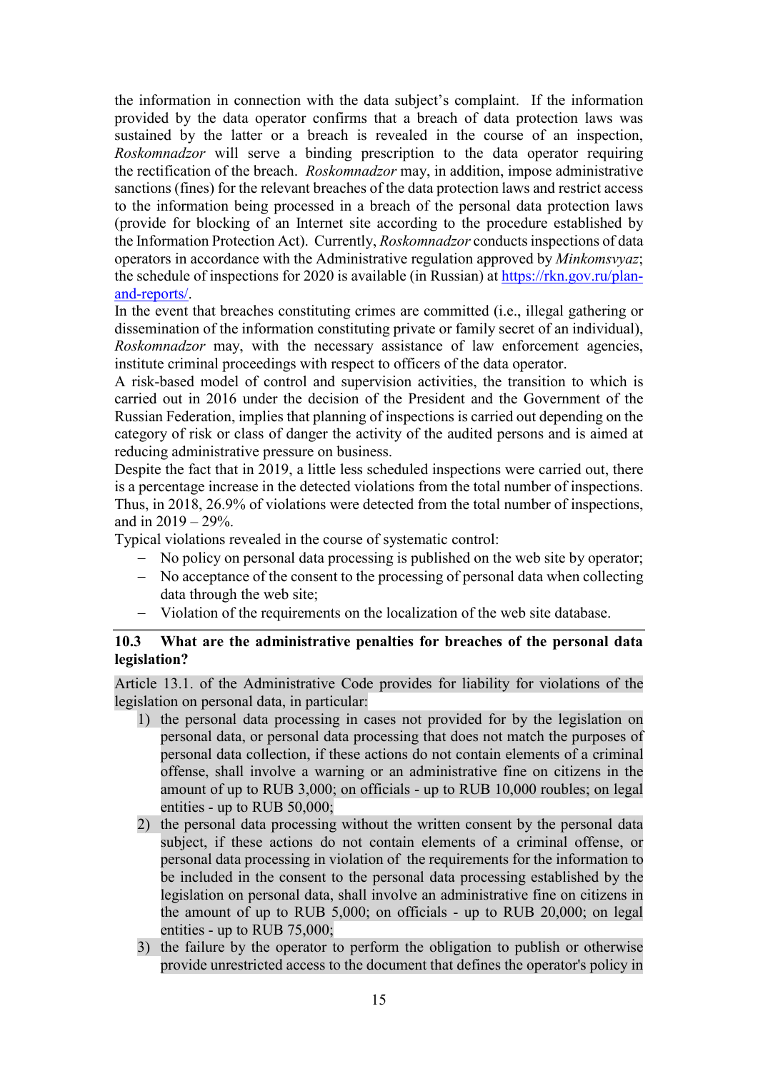the information in connection with the data subject's complaint. If the information provided by the data operator confirms that a breach of data protection laws was sustained by the latter or a breach is revealed in the course of an inspection, *Roskomnadzor* will serve a binding prescription to the data operator requiring the rectification of the breach. *Roskomnadzor* may, in addition, impose administrative sanctions (fines) for the relevant breaches of the data protection laws and restrict access to the information being processed in a breach of the personal data protection laws (provide for blocking of an Internet site according to the procedure established by the Information Protection Act). Currently, *Roskomnadzor* conducts inspections of data operators in accordance with the Administrative regulation approved by *Minkomsvyaz*; the schedule of inspections for 2020 is available (in Russian) at [https://rkn.gov.ru/plan-and-reports/](https://rkn.gov.ru/plan-and-reports/).

In the event that breaches constituting crimes are committed (i.e., illegal gathering or dissemination of the information constituting private or family secret of an individual), *Roskomnadzor* may, with the necessary assistance of law enforcement agencies, institute criminal proceedings with respect to officers of the data operator.

A risk-based model of control and supervision activities, the transition to which is carried out in 2016 under the decision of the President and the Government of the Russian Federation, implies that planning of inspections is carried out depending on the category of risk or class of danger the activity of the audited persons and is aimed at reducing administrative pressure on business.

Despite the fact that in 2019, a little less scheduled inspections were carried out, there is a percentage increase in the detected violations from the total number of inspections. Thus, in 2018, 26.9% of violations were detected from the total number of inspections, and in 2019 – 29%.

Typical violations revealed in the course of systematic control:

- No policy on personal data processing is published on the web site by operator;
- No acceptance of the consent to the processing of personal data when collecting data through the web site;
- Violation of the requirements on the localization of the web site database.

### 10.3 What are the administrative penalties for breaches of the personal data legislation?

Article 13.1. of the Administrative Code provides for liability for violations of the legislation on personal data, in particular:

1) the personal data processing in cases not provided for by the legislation on personal data, or personal data processing that does not match the purposes of personal data collection, if these actions do not contain elements of a criminal offense, shall involve a warning or an administrative fine on citizens in the amount of up to RUB 3,000; on officials - up to RUB 10,000 roubles; on legal entities - up to RUB 50,000;
2) the personal data processing without the written consent by the personal data subject, if these actions do not contain elements of a criminal offense, or personal data processing in violation of the requirements for the information to be included in the consent to the personal data processing established by the legislation on personal data, shall involve an administrative fine on citizens in the amount of up to RUB 5,000; on officials - up to RUB 20,000; on legal entities - up to RUB 75,000;
3) the failure by the operator to perform the obligation to publish or otherwise provide unrestricted access to the document that defines the operator's policy in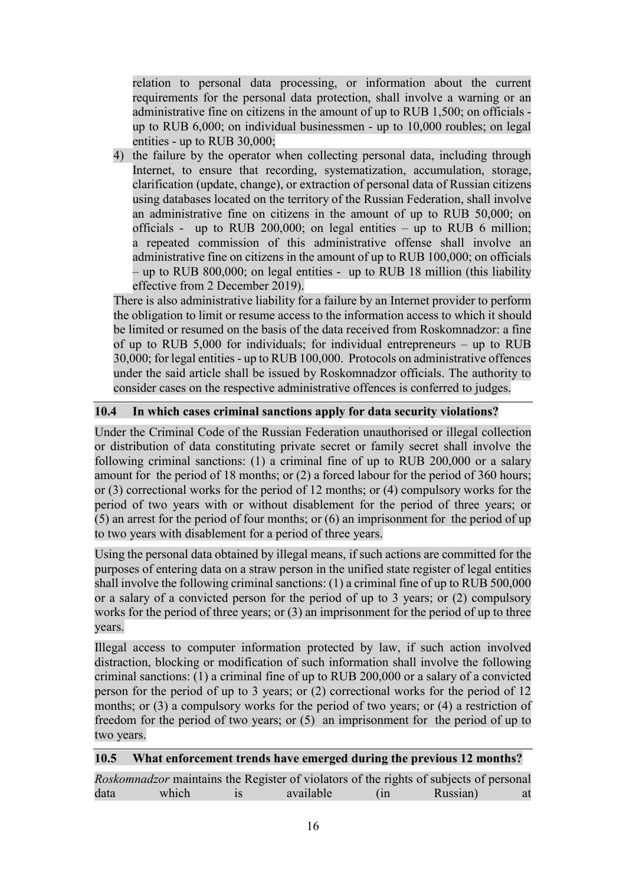relation to personal data processing, or information about the current requirements for the personal data protection, shall involve a warning or an administrative fine on citizens in the amount of up to RUB 1,500; on officials - up to RUB 6,000; on individual businessmen - up to 10,000 roubles; on legal entities - up to RUB 30,000;

4) the failure by the operator when collecting personal data, including through Internet, to ensure that recording, systematization, accumulation, storage, clarification (update, change), or extraction of personal data of Russian citizens using databases located on the territory of the Russian Federation, shall involve an administrative fine on citizens in the amount of up to RUB 50,000; on officials - up to RUB 200,000; on legal entities – up to RUB 6 million; a repeated commission of this administrative offense shall involve an administrative fine on citizens in the amount of up to RUB 100,000; on officials – up to RUB 800,000; on legal entities - up to RUB 18 million (this liability effective from 2 December 2019).

There is also administrative liability for a failure by an Internet provider to perform the obligation to limit or resume access to the information access to which it should be limited or resumed on the basis of the data received from Roskomnadzor: a fine of up to RUB 5,000 for individuals; for individual entrepreneurs – up to RUB 30,000; for legal entities - up to RUB 100,000. Protocols on administrative offences under the said article shall be issued by Roskomnadzor officials. The authority to consider cases on the respective administrative offences is conferred to judges.

### 10.4 In which cases criminal sanctions apply for data security violations?

Under the Criminal Code of the Russian Federation unauthorised or illegal collection or distribution of data constituting private secret or family secret shall involve the following criminal sanctions: (1) a criminal fine of up to RUB 200,000 or a salary amount for the period of 18 months; or (2) a forced labour for the period of 360 hours; or (3) correctional works for the period of 12 months; or (4) compulsory works for the period of two years with or without disablement for the period of three years; or (5) an arrest for the period of four months; or (6) an imprisonment for the period of up to two years with disablement for a period of three years.

Using the personal data obtained by illegal means, if such actions are committed for the purposes of entering data on a straw person in the unified state register of legal entities shall involve the following criminal sanctions: (1) a criminal fine of up to RUB 500,000 or a salary of a convicted person for the period of up to 3 years; or (2) compulsory works for the period of three years; or (3) an imprisonment for the period of up to three years.

Illegal access to computer information protected by law, if such action involved distraction, blocking or modification of such information shall involve the following criminal sanctions: (1) a criminal fine of up to RUB 200,000 or a salary of a convicted person for the period of up to 3 years; or (2) correctional works for the period of 12 months; or (3) a compulsory works for the period of two years; or (4) a restriction of freedom for the period of two years; or (5) an imprisonment for the period of up to two years.

### 10.5 What enforcement trends have emerged during the previous 12 months?

*Roskomnadzor* maintains the Register of violators of the rights of subjects of personal data which is available (in Russian) at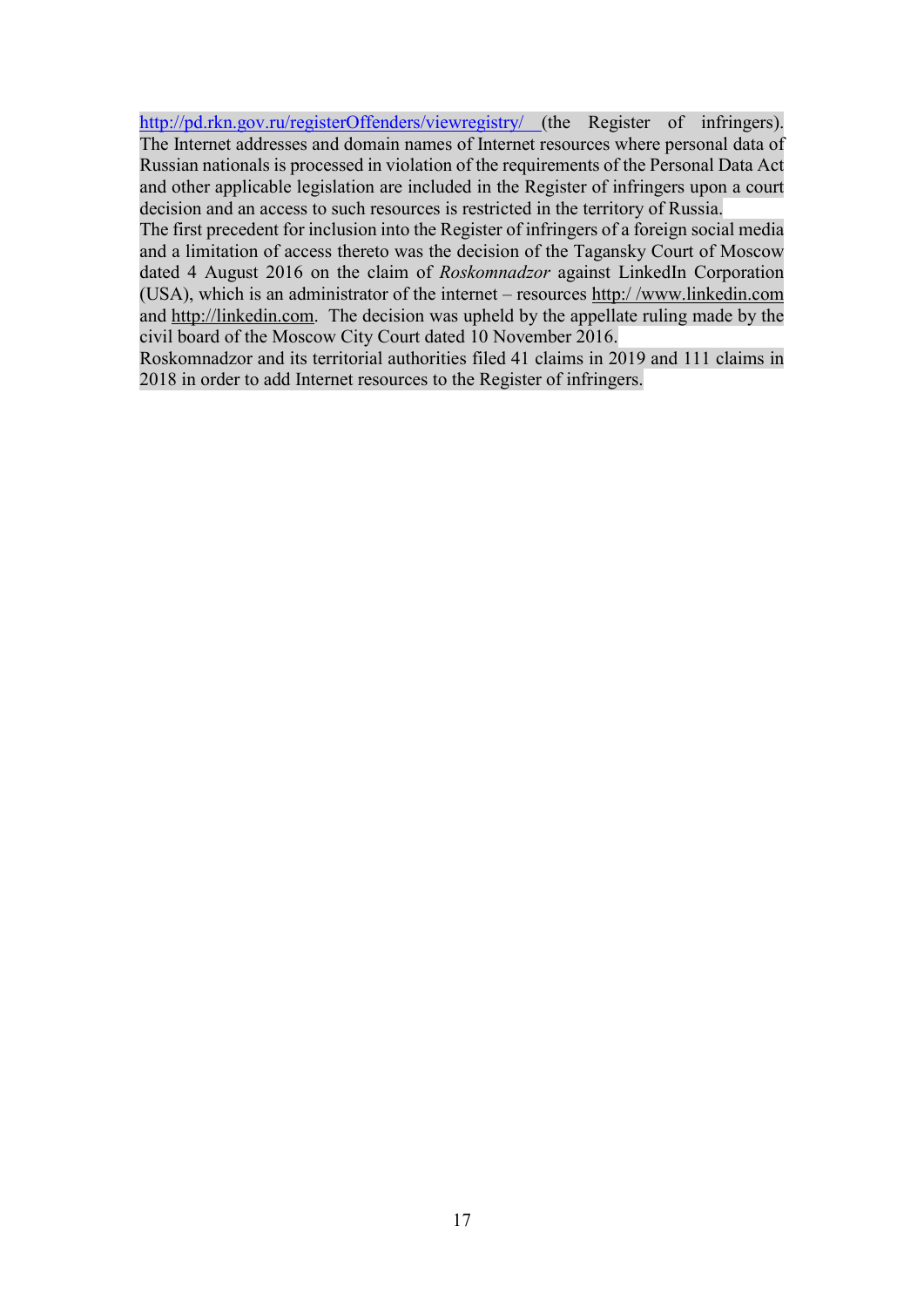http://pd.rkn.gov.ru/registerOffenders/viewregistry/ (the Register of infringers). The Internet addresses and domain names of Internet resources where personal data of Russian nationals is processed in violation of the requirements of the Personal Data Act and other applicable legislation are included in the Register of infringers upon a court decision and an access to such resources is restricted in the territory of Russia.

The first precedent for inclusion into the Register of infringers of a foreign social media and a limitation of access thereto was the decision of the Tagansky Court of Moscow dated 4 August 2016 on the claim of *Roskomnadzor* against LinkedIn Corporation (USA), which is an administrator of the internet – resources http:/ /www.linkedin.com and http://linkedin.com. The decision was upheld by the appellate ruling made by the civil board of the Moscow City Court dated 10 November 2016.

Roskomnadzor and its territorial authorities filed 41 claims in 2019 and 111 claims in 2018 in order to add Internet resources to the Register of infringers.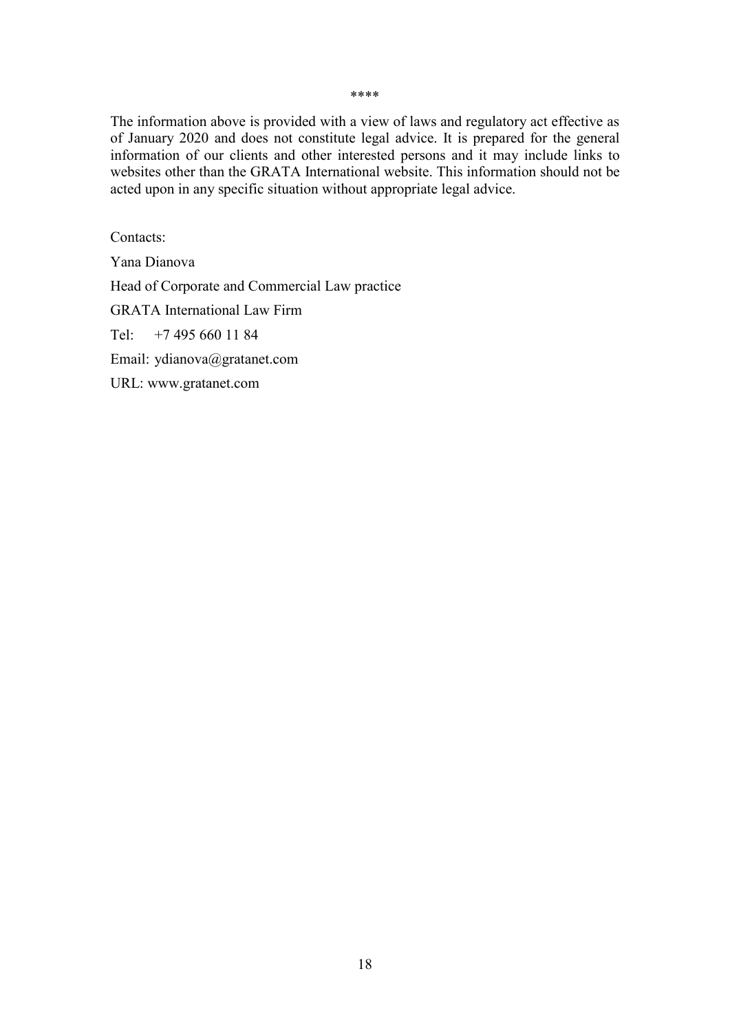\*\*\*\*

The information above is provided with a view of laws and regulatory act effective as of January 2020 and does not constitute legal advice. It is prepared for the general information of our clients and other interested persons and it may include links to websites other than the GRATA International website. This information should not be acted upon in any specific situation without appropriate legal advice.

Contacts:

Yana Dianova

Head of Corporate and Commercial Law practice

GRATA International Law Firm

Tel: +7 495 660 11 84

Email: ydianova@gratanet.com

URL: www.gratanet.com